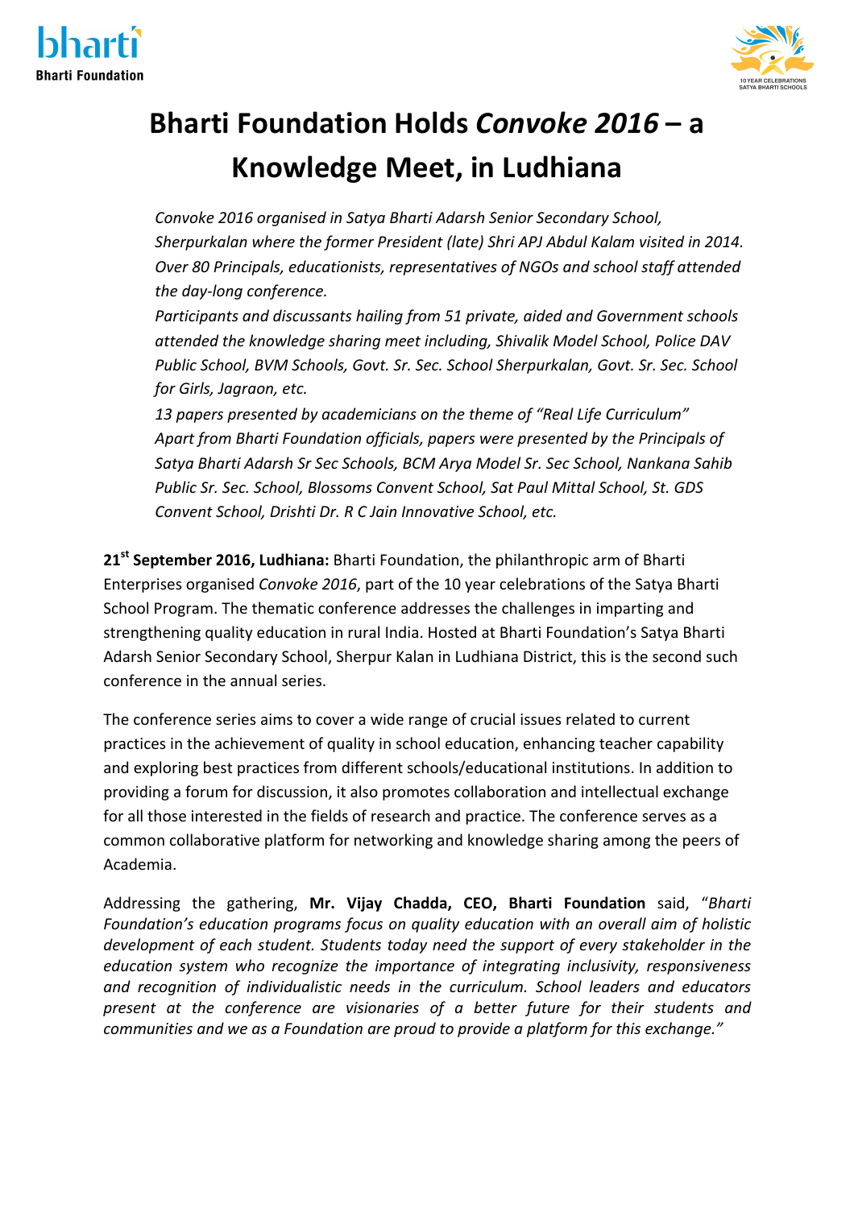# Bharti Foundation Holds *Convoke 2016* – a Knowledge Meet, in Ludhiana

*Convoke 2016 organised in Satya Bharti Adarsh Senior Secondary School, Sherpurkalan where the former President (late) Shri APJ Abdul Kalam visited in 2014. Over 80 Principals, educationists, representatives of NGOs and school staff attended the day-long conference.*

*Participants and discussants hailing from 51 private, aided and Government schools attended the knowledge sharing meet including, Shivalik Model School, Police DAV Public School, BVM Schools, Govt. Sr. Sec. School Sherpurkalan, Govt. Sr. Sec. School for Girls, Jagraon, etc.*

*13 papers presented by academicians on the theme of "Real Life Curriculum"*

*Apart from Bharti Foundation officials, papers were presented by the Principals of Satya Bharti Adarsh Sr Sec Schools, BCM Arya Model Sr. Sec School, Nankana Sahib Public Sr. Sec. School, Blossoms Convent School, Sat Paul Mittal School, St. GDS Convent School, Drishti Dr. R C Jain Innovative School, etc.*

**21st September 2016, Ludhiana:** Bharti Foundation, the philanthropic arm of Bharti Enterprises organised *Convoke 2016*, part of the 10 year celebrations of the Satya Bharti School Program. The thematic conference addresses the challenges in imparting and strengthening quality education in rural India. Hosted at Bharti Foundation's Satya Bharti Adarsh Senior Secondary School, Sherpur Kalan in Ludhiana District, this is the second such conference in the annual series.

The conference series aims to cover a wide range of crucial issues related to current practices in the achievement of quality in school education, enhancing teacher capability and exploring best practices from different schools/educational institutions. In addition to providing a forum for discussion, it also promotes collaboration and intellectual exchange for all those interested in the fields of research and practice. The conference serves as a common collaborative platform for networking and knowledge sharing among the peers of Academia.

Addressing the gathering, **Mr. Vijay Chadda, CEO, Bharti Foundation** said, "*Bharti Foundation's education programs focus on quality education with an overall aim of holistic development of each student. Students today need the support of every stakeholder in the education system who recognize the importance of integrating inclusivity, responsiveness and recognition of individualistic needs in the curriculum. School leaders and educators present at the conference are visionaries of a better future for their students and communities and we as a Foundation are proud to provide a platform for this exchange."*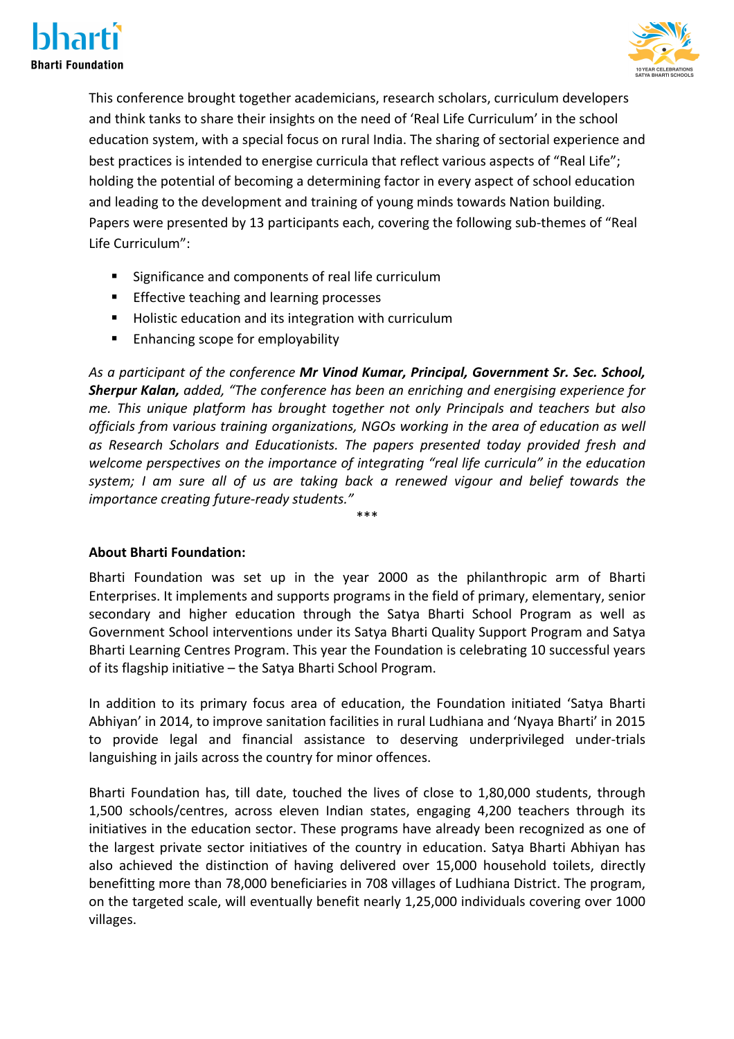This conference brought together academicians, research scholars, curriculum developers and think tanks to share their insights on the need of 'Real Life Curriculum' in the school education system, with a special focus on rural India. The sharing of sectorial experience and best practices is intended to energise curricula that reflect various aspects of "Real Life"; holding the potential of becoming a determining factor in every aspect of school education and leading to the development and training of young minds towards Nation building. Papers were presented by 13 participants each, covering the following sub-themes of "Real Life Curriculum":

- Significance and components of real life curriculum
- Effective teaching and learning processes
- Holistic education and its integration with curriculum
- Enhancing scope for employability

*As a participant of the conference* ***Mr Vinod Kumar, Principal, Government Sr. Sec. School, Sherpur Kalan,*** *added, "The conference has been an enriching and energising experience for me. This unique platform has brought together not only Principals and teachers but also officials from various training organizations, NGOs working in the area of education as well as Research Scholars and Educationists. The papers presented today provided fresh and welcome perspectives on the importance of integrating "real life curricula" in the education system; I am sure all of us are taking back a renewed vigour and belief towards the importance creating future-ready students."*

***

**About Bharti Foundation:**

Bharti Foundation was set up in the year 2000 as the philanthropic arm of Bharti Enterprises. It implements and supports programs in the field of primary, elementary, senior secondary and higher education through the Satya Bharti School Program as well as Government School interventions under its Satya Bharti Quality Support Program and Satya Bharti Learning Centres Program. This year the Foundation is celebrating 10 successful years of its flagship initiative – the Satya Bharti School Program.

In addition to its primary focus area of education, the Foundation initiated 'Satya Bharti Abhiyan' in 2014, to improve sanitation facilities in rural Ludhiana and 'Nyaya Bharti' in 2015 to provide legal and financial assistance to deserving underprivileged under-trials languishing in jails across the country for minor offences.

Bharti Foundation has, till date, touched the lives of close to 1,80,000 students, through 1,500 schools/centres, across eleven Indian states, engaging 4,200 teachers through its initiatives in the education sector. These programs have already been recognized as one of the largest private sector initiatives of the country in education. Satya Bharti Abhiyan has also achieved the distinction of having delivered over 15,000 household toilets, directly benefitting more than 78,000 beneficiaries in 708 villages of Ludhiana District. The program, on the targeted scale, will eventually benefit nearly 1,25,000 individuals covering over 1000 villages.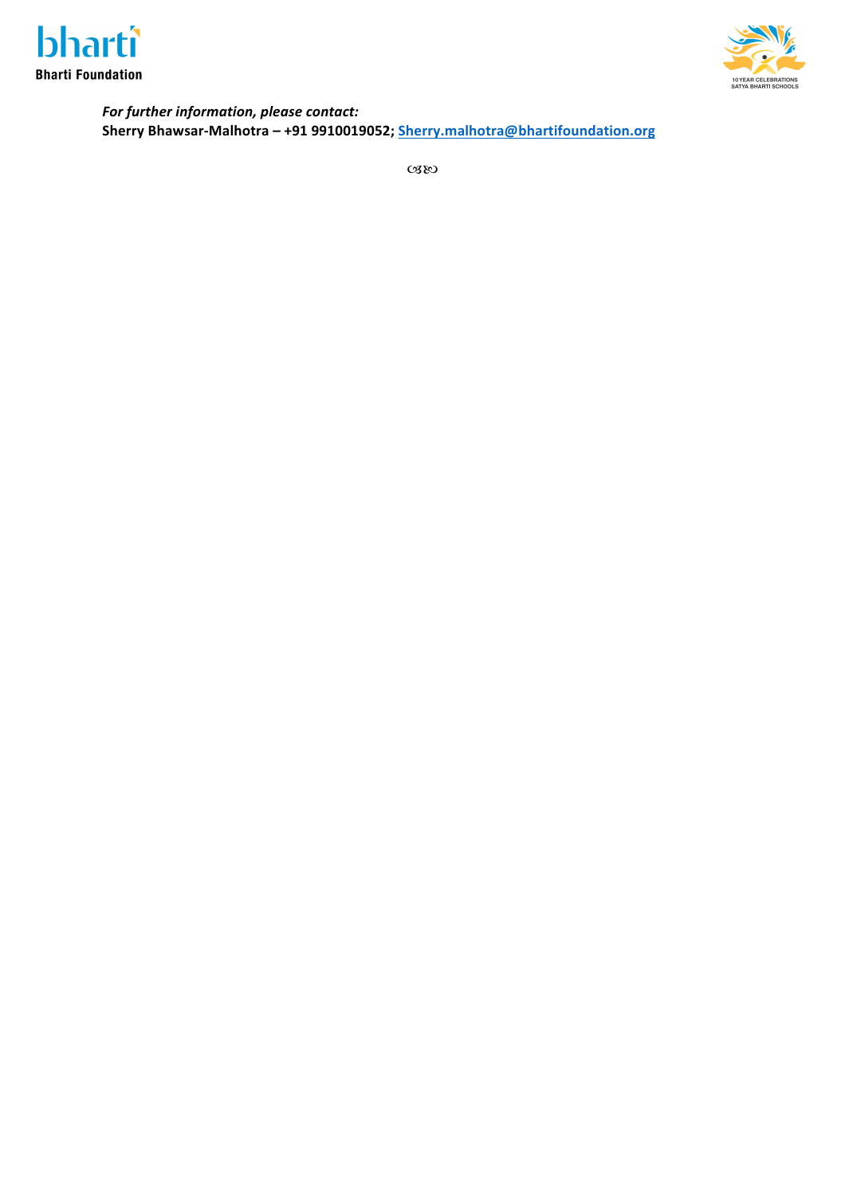*For further information, please contact:*

**Sherry Bhawsar-Malhotra – +91 9910019052; [Sherry.malhotra@bhartifoundation.org](mailto:Sherry.malhotra@bhartifoundation.org)**

☙❧